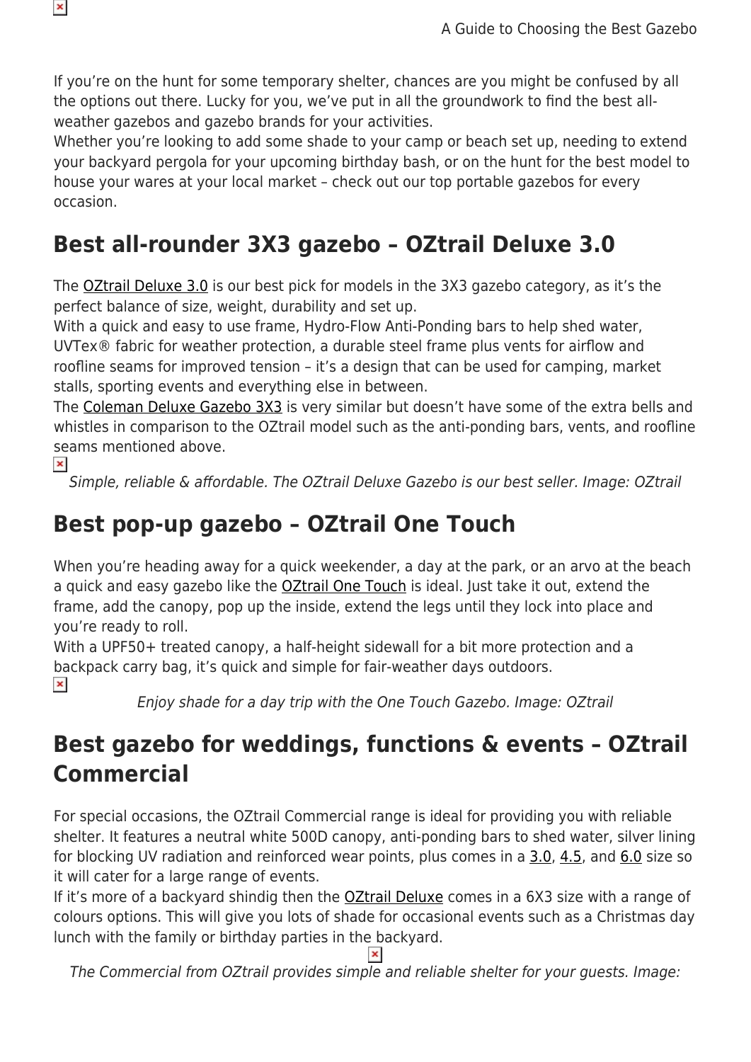If you're on the hunt for some temporary shelter, chances are you might be confused by all the options out there. Lucky for you, we've put in all the groundwork to find the best all-weather gazebos and gazebo brands for your activities.
Whether you're looking to add some shade to your camp or beach set up, needing to extend your backyard pergola for your upcoming birthday bash, or on the hunt for the best model to house your wares at your local market – check out our top portable gazebos for every occasion.

## Best all-rounder 3X3 gazebo – OZtrail Deluxe 3.0

The OZtrail Deluxe 3.0 is our best pick for models in the 3X3 gazebo category, as it's the perfect balance of size, weight, durability and set up.
With a quick and easy to use frame, Hydro-Flow Anti-Ponding bars to help shed water, UVTex® fabric for weather protection, a durable steel frame plus vents for airflow and roofline seams for improved tension – it's a design that can be used for camping, market stalls, sporting events and everything else in between.
The Coleman Deluxe Gazebo 3X3 is very similar but doesn't have some of the extra bells and whistles in comparison to the OZtrail model such as the anti-ponding bars, vents, and roofline seams mentioned above.

*Simple, reliable & affordable. The OZtrail Deluxe Gazebo is our best seller. Image: OZtrail*

## Best pop-up gazebo – OZtrail One Touch

When you're heading away for a quick weekender, a day at the park, or an arvo at the beach a quick and easy gazebo like the OZtrail One Touch is ideal. Just take it out, extend the frame, add the canopy, pop up the inside, extend the legs until they lock into place and you're ready to roll.
With a UPF50+ treated canopy, a half-height sidewall for a bit more protection and a backpack carry bag, it's quick and simple for fair-weather days outdoors.

*Enjoy shade for a day trip with the One Touch Gazebo. Image: OZtrail*

## Best gazebo for weddings, functions & events – OZtrail Commercial

For special occasions, the OZtrail Commercial range is ideal for providing you with reliable shelter. It features a neutral white 500D canopy, anti-ponding bars to shed water, silver lining for blocking UV radiation and reinforced wear points, plus comes in a 3.0, 4.5, and 6.0 size so it will cater for a large range of events.
If it's more of a backyard shindig then the OZtrail Deluxe comes in a 6X3 size with a range of colours options. This will give you lots of shade for occasional events such as a Christmas day lunch with the family or birthday parties in the backyard.

*The Commercial from OZtrail provides simple and reliable shelter for your guests. Image:*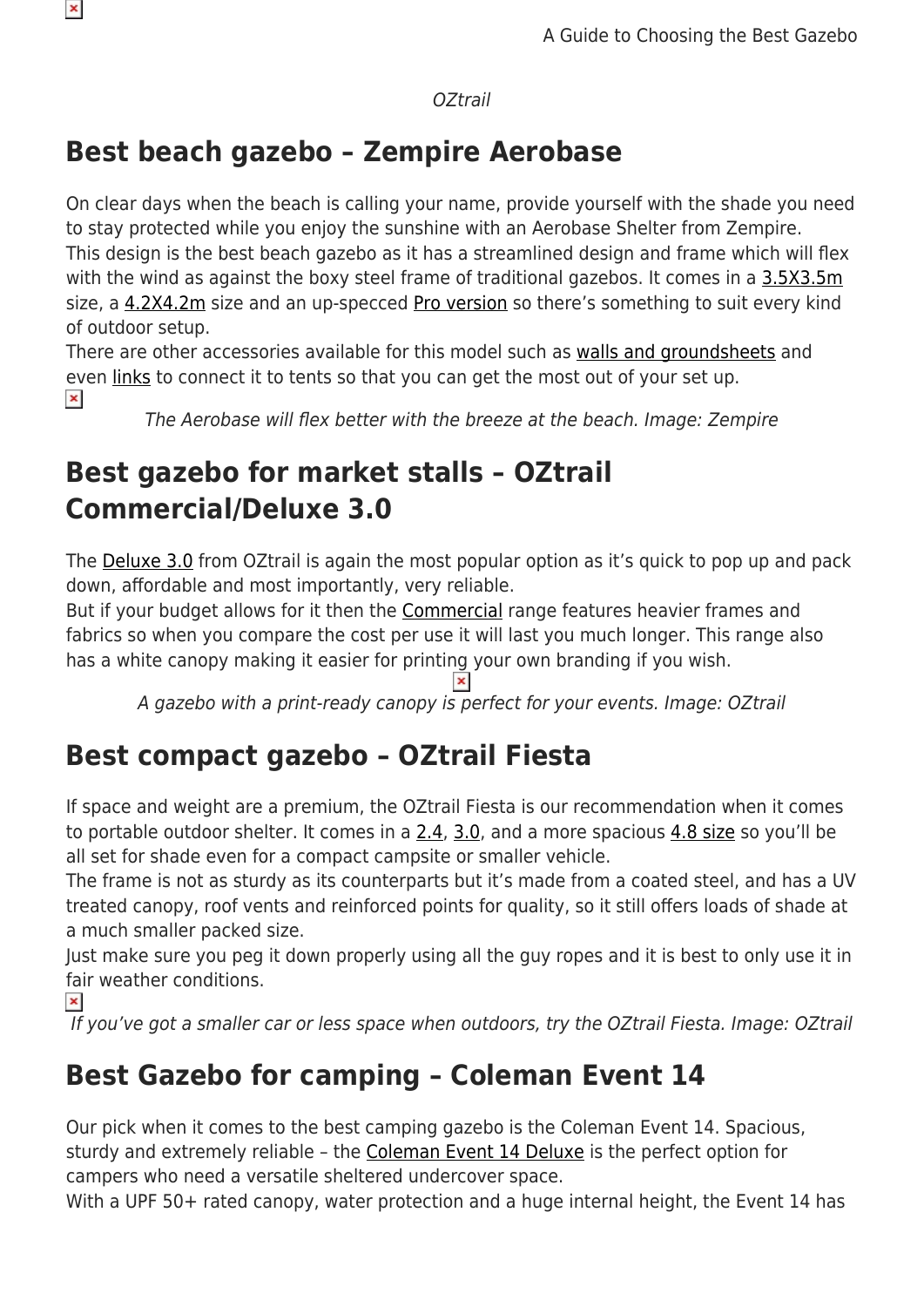*OZtrail*

## Best beach gazebo – Zempire Aerobase

On clear days when the beach is calling your name, provide yourself with the shade you need to stay protected while you enjoy the sunshine with an Aerobase Shelter from Zempire.
This design is the best beach gazebo as it has a streamlined design and frame which will flex with the wind as against the boxy steel frame of traditional gazebos. It comes in a 3.5X3.5m size, a 4.2X4.2m size and an up-specced Pro version so there's something to suit every kind of outdoor setup.
There are other accessories available for this model such as walls and groundsheets and even links to connect it to tents so that you can get the most out of your set up.

*The Aerobase will flex better with the breeze at the beach. Image: Zempire*

## Best gazebo for market stalls – OZtrail Commercial/Deluxe 3.0

The Deluxe 3.0 from OZtrail is again the most popular option as it's quick to pop up and pack down, affordable and most importantly, very reliable.
But if your budget allows for it then the Commercial range features heavier frames and fabrics so when you compare the cost per use it will last you much longer. This range also has a white canopy making it easier for printing your own branding if you wish.

*A gazebo with a print-ready canopy is perfect for your events. Image: OZtrail*

## Best compact gazebo – OZtrail Fiesta

If space and weight are a premium, the OZtrail Fiesta is our recommendation when it comes to portable outdoor shelter. It comes in a 2.4, 3.0, and a more spacious 4.8 size so you'll be all set for shade even for a compact campsite or smaller vehicle.
The frame is not as sturdy as its counterparts but it's made from a coated steel, and has a UV treated canopy, roof vents and reinforced points for quality, so it still offers loads of shade at a much smaller packed size.
Just make sure you peg it down properly using all the guy ropes and it is best to only use it in fair weather conditions.

*If you've got a smaller car or less space when outdoors, try the OZtrail Fiesta. Image: OZtrail*

## Best Gazebo for camping – Coleman Event 14

Our pick when it comes to the best camping gazebo is the Coleman Event 14. Spacious, sturdy and extremely reliable – the Coleman Event 14 Deluxe is the perfect option for campers who need a versatile sheltered undercover space.
With a UPF 50+ rated canopy, water protection and a huge internal height, the Event 14 has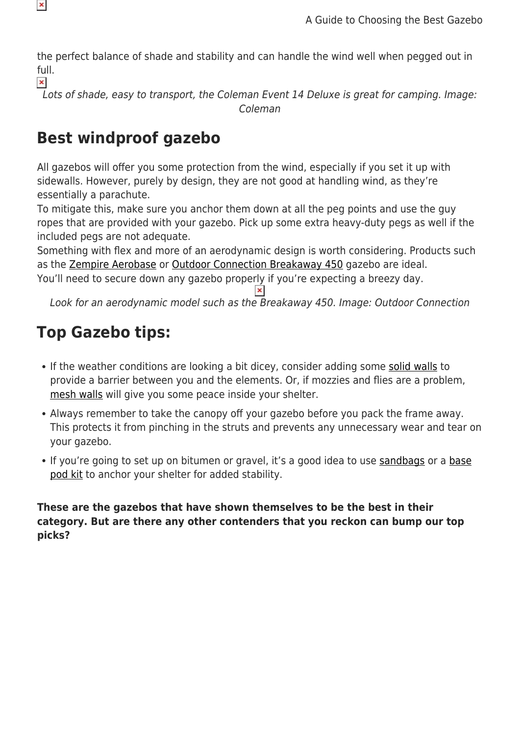the perfect balance of shade and stability and can handle the wind well when pegged out in full.

*Lots of shade, easy to transport, the Coleman Event 14 Deluxe is great for camping. Image: Coleman*

## Best windproof gazebo

All gazebos will offer you some protection from the wind, especially if you set it up with sidewalls. However, purely by design, they are not good at handling wind, as they're essentially a parachute.
To mitigate this, make sure you anchor them down at all the peg points and use the guy ropes that are provided with your gazebo. Pick up some extra heavy-duty pegs as well if the included pegs are not adequate.
Something with flex and more of an aerodynamic design is worth considering. Products such as the Zempire Aerobase or Outdoor Connection Breakaway 450 gazebo are ideal.
You'll need to secure down any gazebo properly if you're expecting a breezy day.

*Look for an aerodynamic model such as the Breakaway 450. Image: Outdoor Connection*

## Top Gazebo tips:

- If the weather conditions are looking a bit dicey, consider adding some solid walls to provide a barrier between you and the elements. Or, if mozzies and flies are a problem, mesh walls will give you some peace inside your shelter.
- Always remember to take the canopy off your gazebo before you pack the frame away. This protects it from pinching in the struts and prevents any unnecessary wear and tear on your gazebo.
- If you're going to set up on bitumen or gravel, it's a good idea to use sandbags or a base pod kit to anchor your shelter for added stability.

**These are the gazebos that have shown themselves to be the best in their category. But are there any other contenders that you reckon can bump our top picks?**